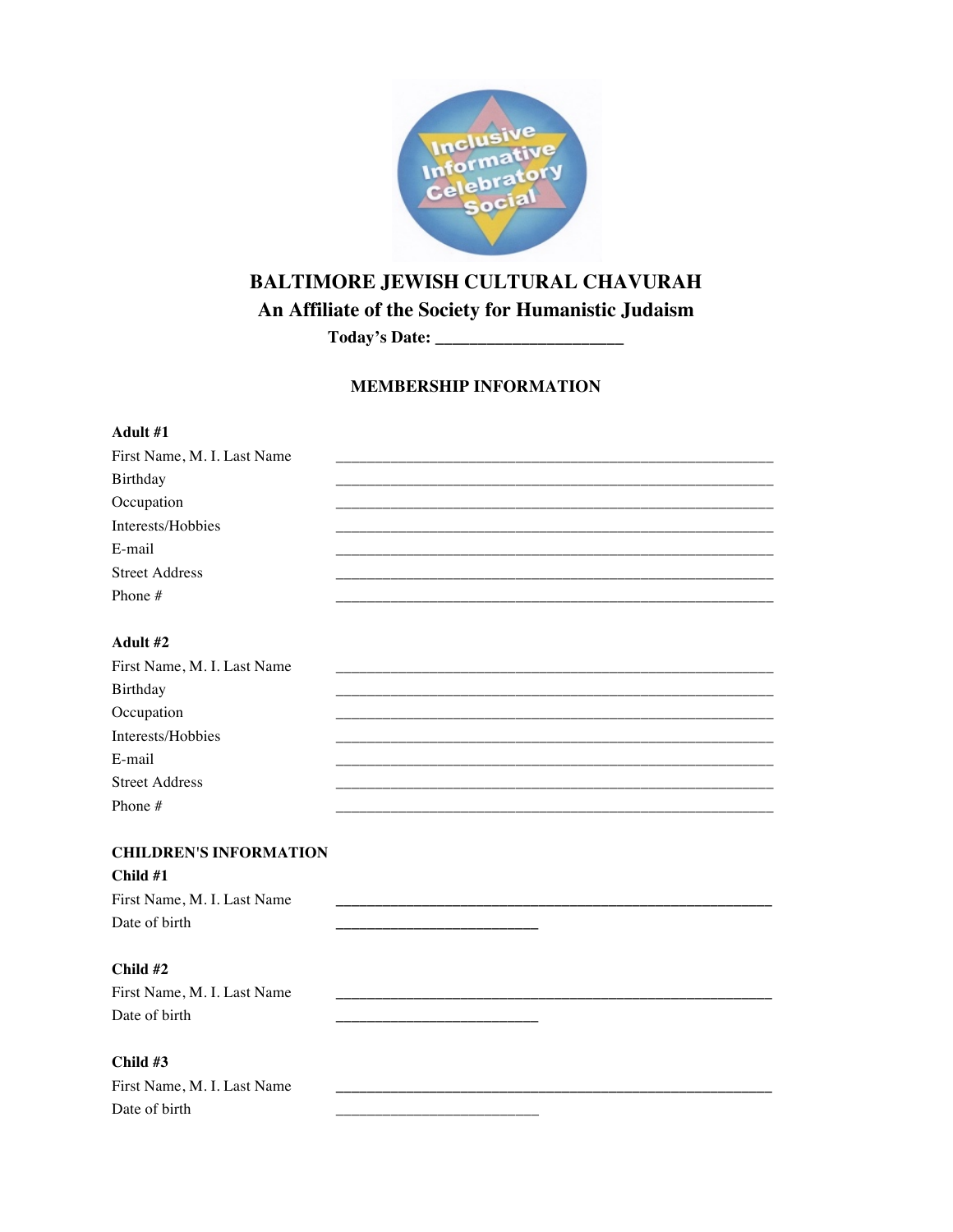# BALTIMORE JEWISH CULTURAL CHAVURAH

## An Affiliate of the Society for Humanistic Judaism

**Today's Date: ____________________**

### MEMBERSHIP INFORMATION

**Adult #1**

First Name, M. I. Last Name ______________________________________________

Birthday ______________________________________________

Occupation ______________________________________________

Interests/Hobbies ______________________________________________

E-mail ______________________________________________

Street Address ______________________________________________

Phone # ______________________________________________

**Adult #2**

First Name, M. I. Last Name ______________________________________________

Birthday ______________________________________________

Occupation ______________________________________________

Interests/Hobbies ______________________________________________

E-mail ______________________________________________

Street Address ______________________________________________

Phone # ______________________________________________

**CHILDREN'S INFORMATION**

**Child #1**

First Name, M. I. Last Name ______________________________________________

Date of birth ______________________

**Child #2**

First Name, M. I. Last Name ______________________________________________

Date of birth ______________________

**Child #3**

First Name, M. I. Last Name ______________________________________________

Date of birth ______________________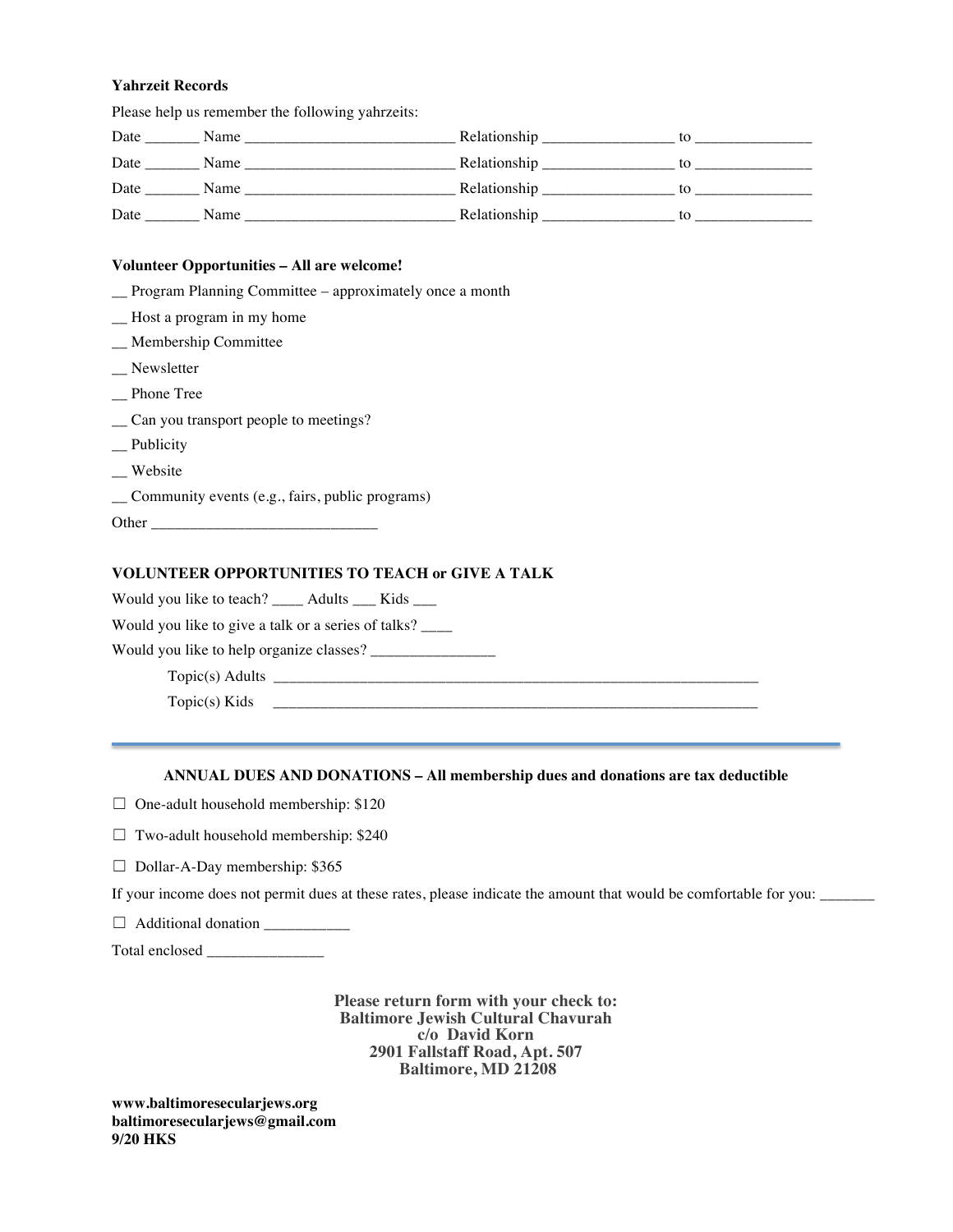**Yahrzeit Records**

Please help us remember the following yahrzeits:

Date _______ Name ___________________________ Relationship _________________ to _______________

Date _______ Name ___________________________ Relationship _________________ to _______________

Date _______ Name ___________________________ Relationship _________________ to _______________

Date _______ Name ___________________________ Relationship _________________ to _______________

**Volunteer Opportunities – All are welcome!**

__ Program Planning Committee – approximately once a month

__ Host a program in my home

__ Membership Committee

__ Newsletter

__ Phone Tree

__ Can you transport people to meetings?

__ Publicity

__ Website

__ Community events (e.g., fairs, public programs)

Other ______________________________

**VOLUNTEER OPPORTUNITIES TO TEACH or GIVE A TALK**

Would you like to teach? ____ Adults ___ Kids ___

Would you like to give a talk or a series of talks? ____

Would you like to help organize classes? ________________

Topic(s) Adults _________________________________________________________________

Topic(s) Kids _________________________________________________________________

---

**ANNUAL DUES AND DONATIONS – All membership dues and donations are tax deductible**

☐ One-adult household membership: $120

☐ Two-adult household membership: $240

☐ Dollar-A-Day membership: $365

If your income does not permit dues at these rates, please indicate the amount that would be comfortable for you: _______

☐ Additional donation ___________

Total enclosed _______________

**Please return form with your check to:**
**Baltimore Jewish Cultural Chavurah**
**c/o David Korn**
**2901 Fallstaff Road, Apt. 507**
**Baltimore, MD 21208**

**www.baltimoresecularjews.org**
**baltimoresecularjews@gmail.com**
**9/20 HKS**